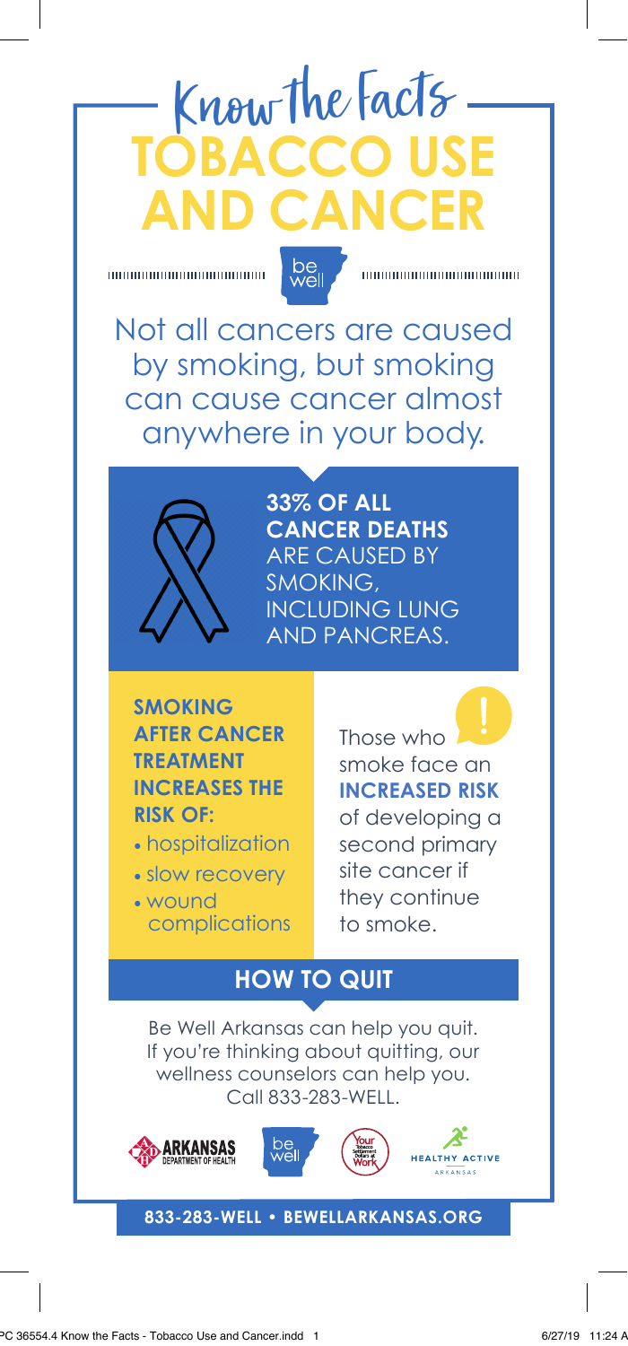# Know the Facts
# TOBACCO USE AND CANCER

be well

Not all cancers are caused by smoking, but smoking can cause cancer almost anywhere in your body.

**33% OF ALL CANCER DEATHS** ARE CAUSED BY SMOKING, INCLUDING LUNG AND PANCREAS.

**SMOKING AFTER CANCER TREATMENT INCREASES THE RISK OF:**

- hospitalization
- slow recovery
- wound complications

Those who smoke face an **INCREASED RISK** of developing a second primary site cancer if they continue to smoke.

## HOW TO QUIT

Be Well Arkansas can help you quit. If you're thinking about quitting, our wellness counselors can help you. Call 833-283-WELL.

ARKANSAS DEPARTMENT OF HEALTH | be well | Your Tobacco Settlement Dollars at Work | HEALTHY ACTIVE ARKANSAS

**833-283-WELL • BEWELLARKANSAS.ORG**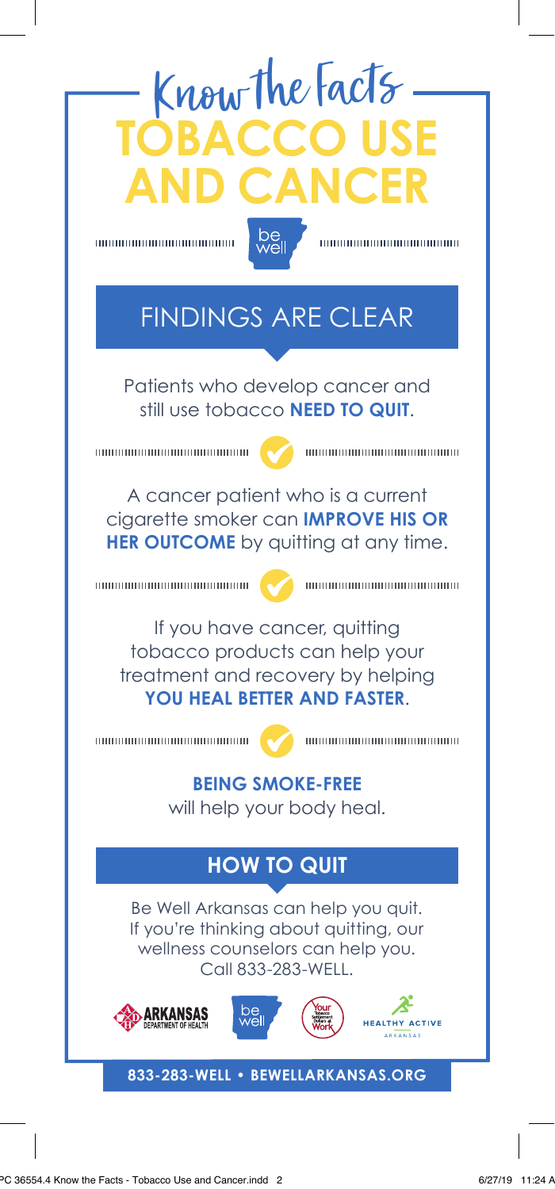# Know the Facts
# TOBACCO USE AND CANCER

## FINDINGS ARE CLEAR

Patients who develop cancer and still use tobacco **NEED TO QUIT**.

A cancer patient who is a current cigarette smoker can **IMPROVE HIS OR HER OUTCOME** by quitting at any time.

If you have cancer, quitting tobacco products can help your treatment and recovery by helping **YOU HEAL BETTER AND FASTER**.

**BEING SMOKE-FREE** will help your body heal.

## HOW TO QUIT

Be Well Arkansas can help you quit. If you're thinking about quitting, our wellness counselors can help you. Call 833-283-WELL.

**833-283-WELL • BEWELLARKANSAS.ORG**